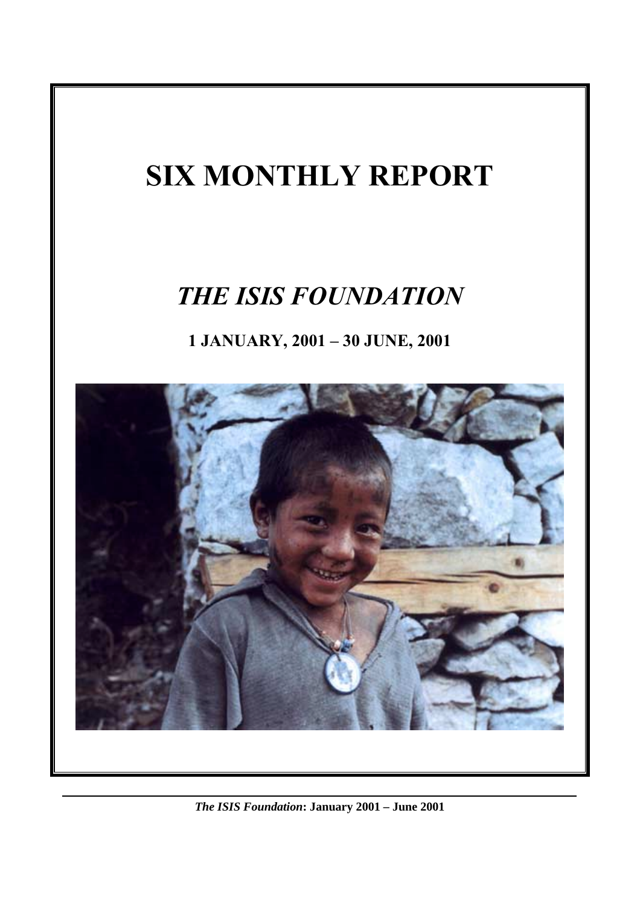# SIX MONTHLY REPORT

## *THE ISIS FOUNDATION*

### 1 JANUARY, 2001 – 30 JUNE, 2001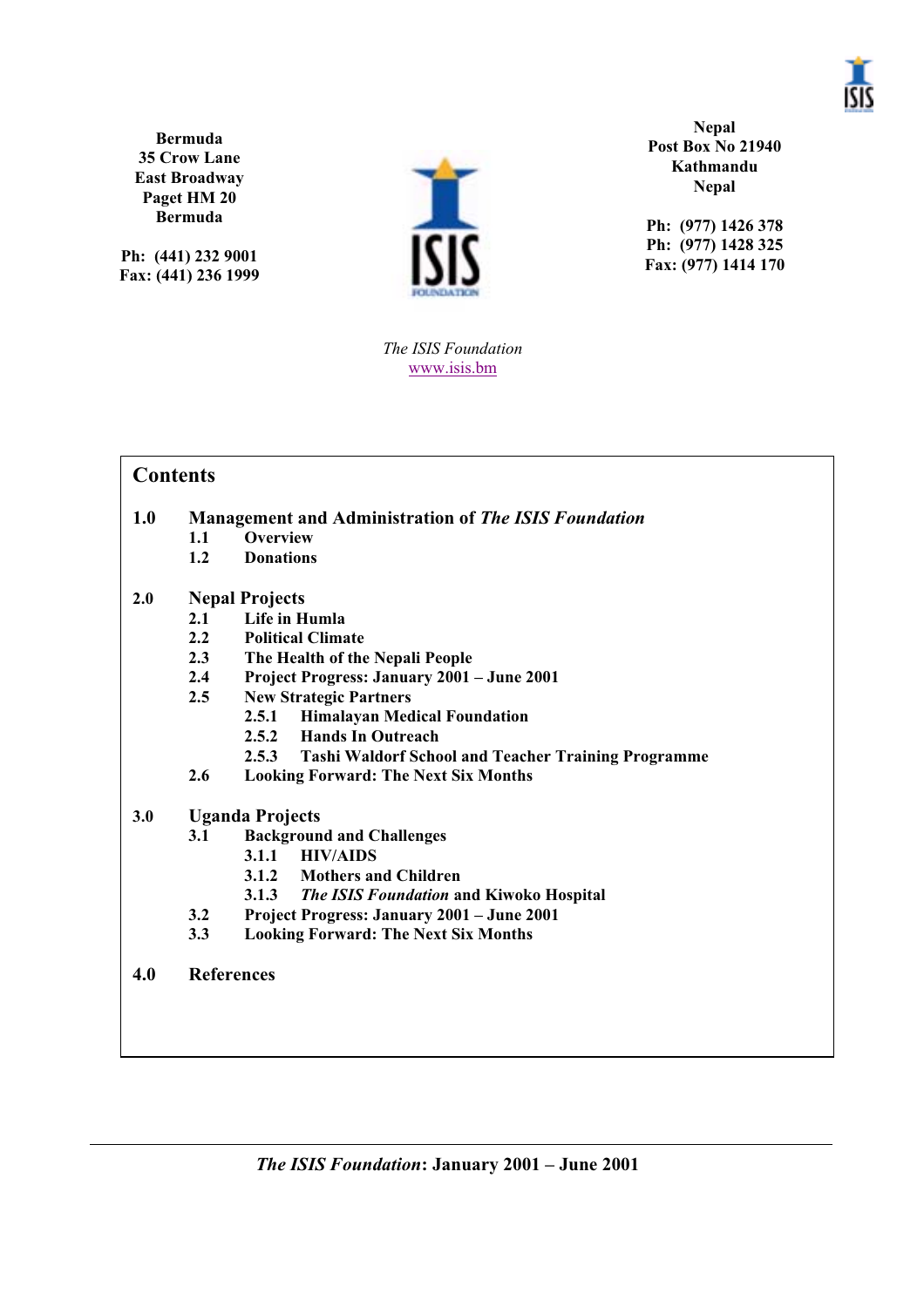**Bermuda**
**35 Crow Lane**
**East Broadway**
**Paget HM 20**
**Bermuda**

**Ph: (441) 232 9001**
**Fax: (441) 236 1999**

**Nepal**
**Post Box No 21940**
**Kathmandu**
**Nepal**

**Ph: (977) 1426 378**
**Ph: (977) 1428 325**
**Fax: (977) 1414 170**

*The ISIS Foundation*
www.isis.bm

## Contents

**1.0 Management and Administration of *The ISIS Foundation***
- **1.1 Overview**
- **1.2 Donations**

**2.0 Nepal Projects**
- **2.1 Life in Humla**
- **2.2 Political Climate**
- **2.3 The Health of the Nepali People**
- **2.4 Project Progress: January 2001 – June 2001**
- **2.5 New Strategic Partners**
  - **2.5.1 Himalayan Medical Foundation**
  - **2.5.2 Hands In Outreach**
  - **2.5.3 Tashi Waldorf School and Teacher Training Programme**
- **2.6 Looking Forward: The Next Six Months**

**3.0 Uganda Projects**
- **3.1 Background and Challenges**
  - **3.1.1 HIV/AIDS**
  - **3.1.2 Mothers and Children**
  - **3.1.3 *The ISIS Foundation* and Kiwoko Hospital**
- **3.2 Project Progress: January 2001 – June 2001**
- **3.3 Looking Forward: The Next Six Months**

**4.0 References**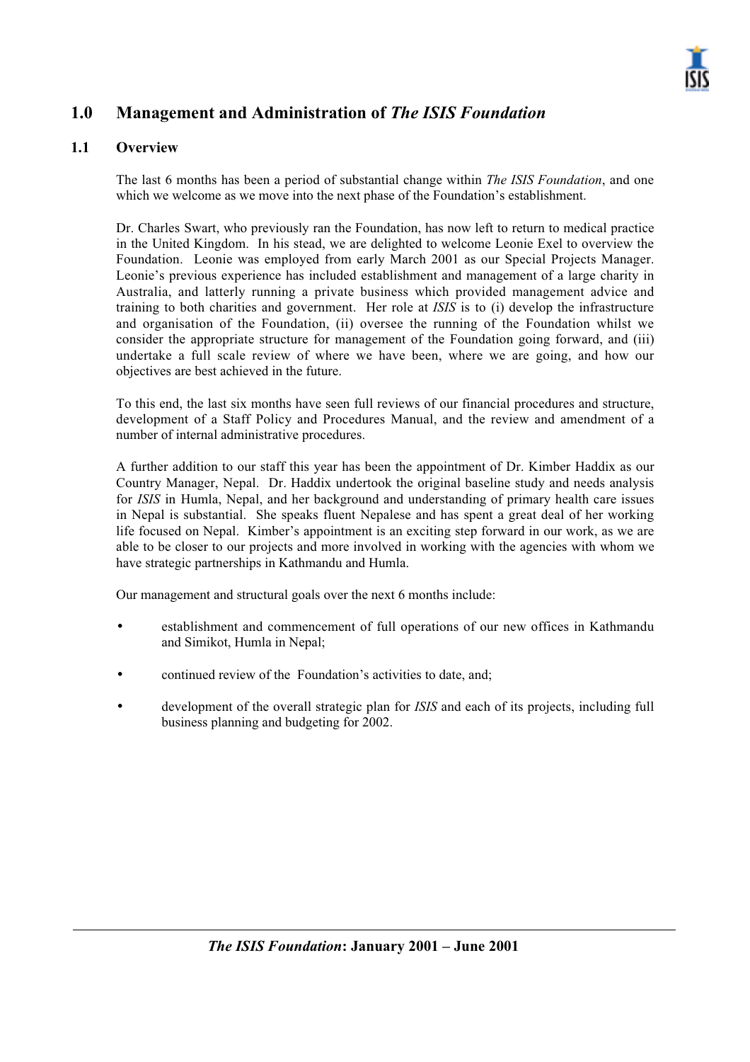# 1.0 Management and Administration of *The ISIS Foundation*

## 1.1 Overview

The last 6 months has been a period of substantial change within *The ISIS Foundation*, and one which we welcome as we move into the next phase of the Foundation's establishment.

Dr. Charles Swart, who previously ran the Foundation, has now left to return to medical practice in the United Kingdom. In his stead, we are delighted to welcome Leonie Exel to overview the Foundation. Leonie was employed from early March 2001 as our Special Projects Manager. Leonie's previous experience has included establishment and management of a large charity in Australia, and latterly running a private business which provided management advice and training to both charities and government. Her role at *ISIS* is to (i) develop the infrastructure and organisation of the Foundation, (ii) oversee the running of the Foundation whilst we consider the appropriate structure for management of the Foundation going forward, and (iii) undertake a full scale review of where we have been, where we are going, and how our objectives are best achieved in the future.

To this end, the last six months have seen full reviews of our financial procedures and structure, development of a Staff Policy and Procedures Manual, and the review and amendment of a number of internal administrative procedures.

A further addition to our staff this year has been the appointment of Dr. Kimber Haddix as our Country Manager, Nepal. Dr. Haddix undertook the original baseline study and needs analysis for *ISIS* in Humla, Nepal, and her background and understanding of primary health care issues in Nepal is substantial. She speaks fluent Nepalese and has spent a great deal of her working life focused on Nepal. Kimber's appointment is an exciting step forward in our work, as we are able to be closer to our projects and more involved in working with the agencies with whom we have strategic partnerships in Kathmandu and Humla.

Our management and structural goals over the next 6 months include:

- establishment and commencement of full operations of our new offices in Kathmandu and Simikot, Humla in Nepal;
- continued review of the Foundation's activities to date, and;
- development of the overall strategic plan for *ISIS* and each of its projects, including full business planning and budgeting for 2002.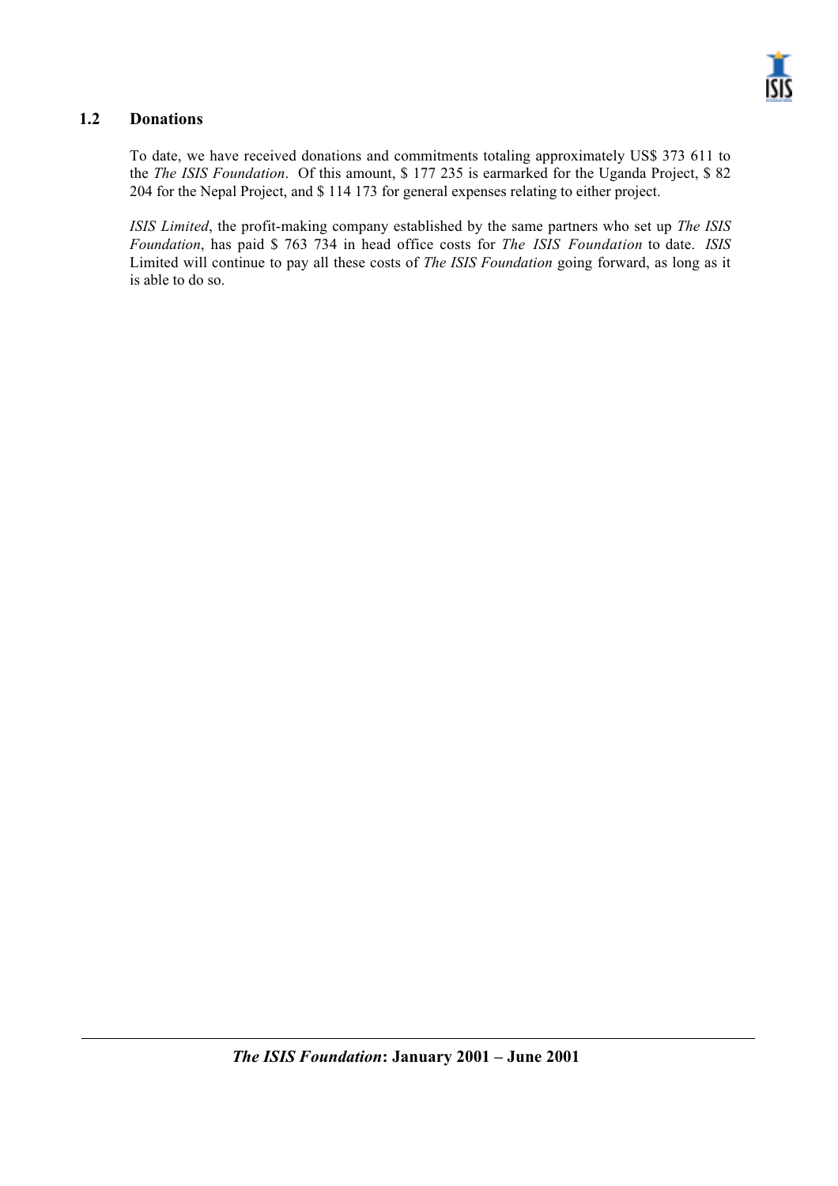## 1.2 Donations

To date, we have received donations and commitments totaling approximately US$ 373 611 to the *The ISIS Foundation*. Of this amount, $ 177 235 is earmarked for the Uganda Project, $ 82 204 for the Nepal Project, and $ 114 173 for general expenses relating to either project.

*ISIS Limited*, the profit-making company established by the same partners who set up *The ISIS Foundation*, has paid $ 763 734 in head office costs for *The ISIS Foundation* to date. *ISIS* Limited will continue to pay all these costs of *The ISIS Foundation* going forward, as long as it is able to do so.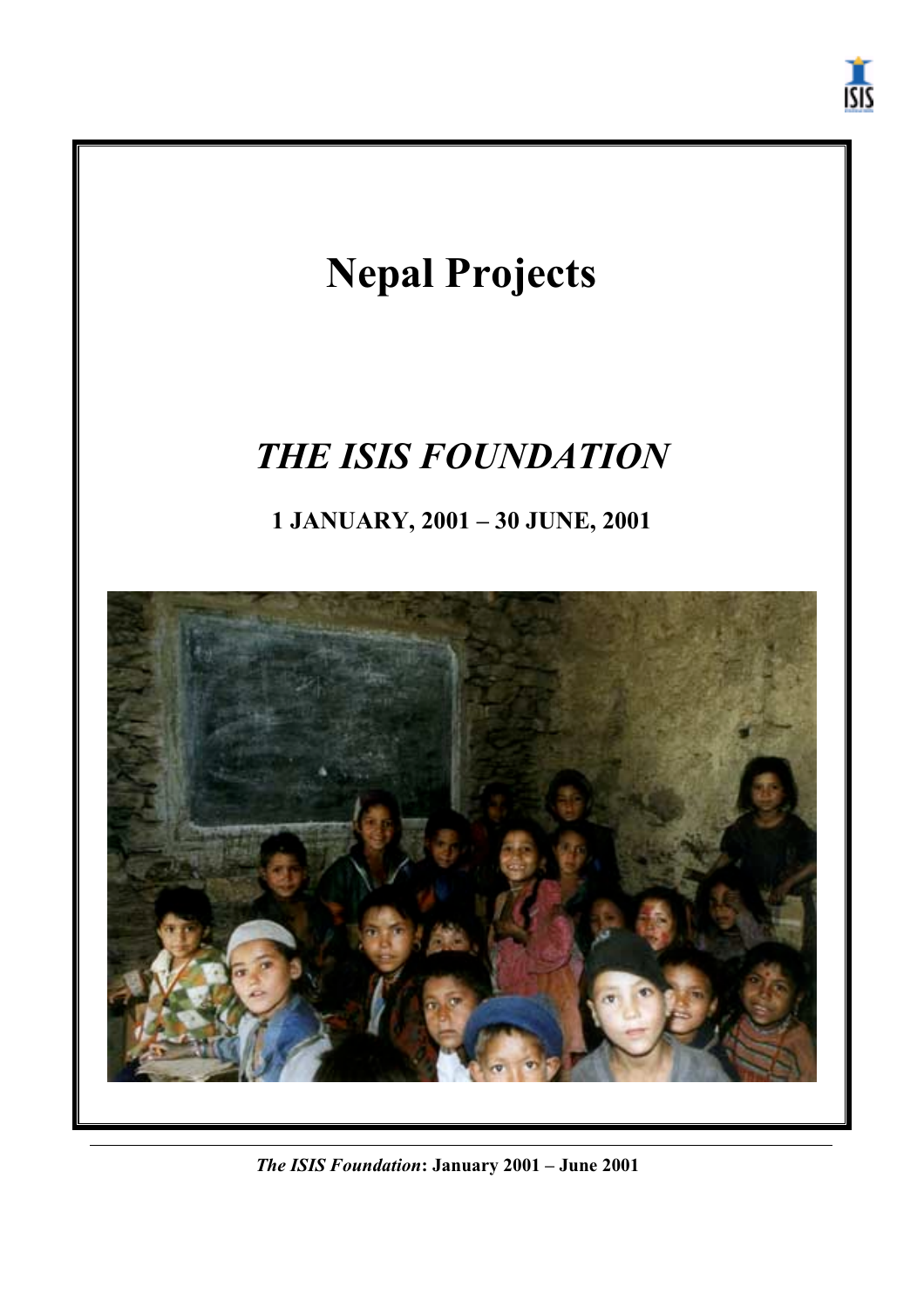# Nepal Projects

# *THE ISIS FOUNDATION*

**1 JANUARY, 2001 – 30 JUNE, 2001**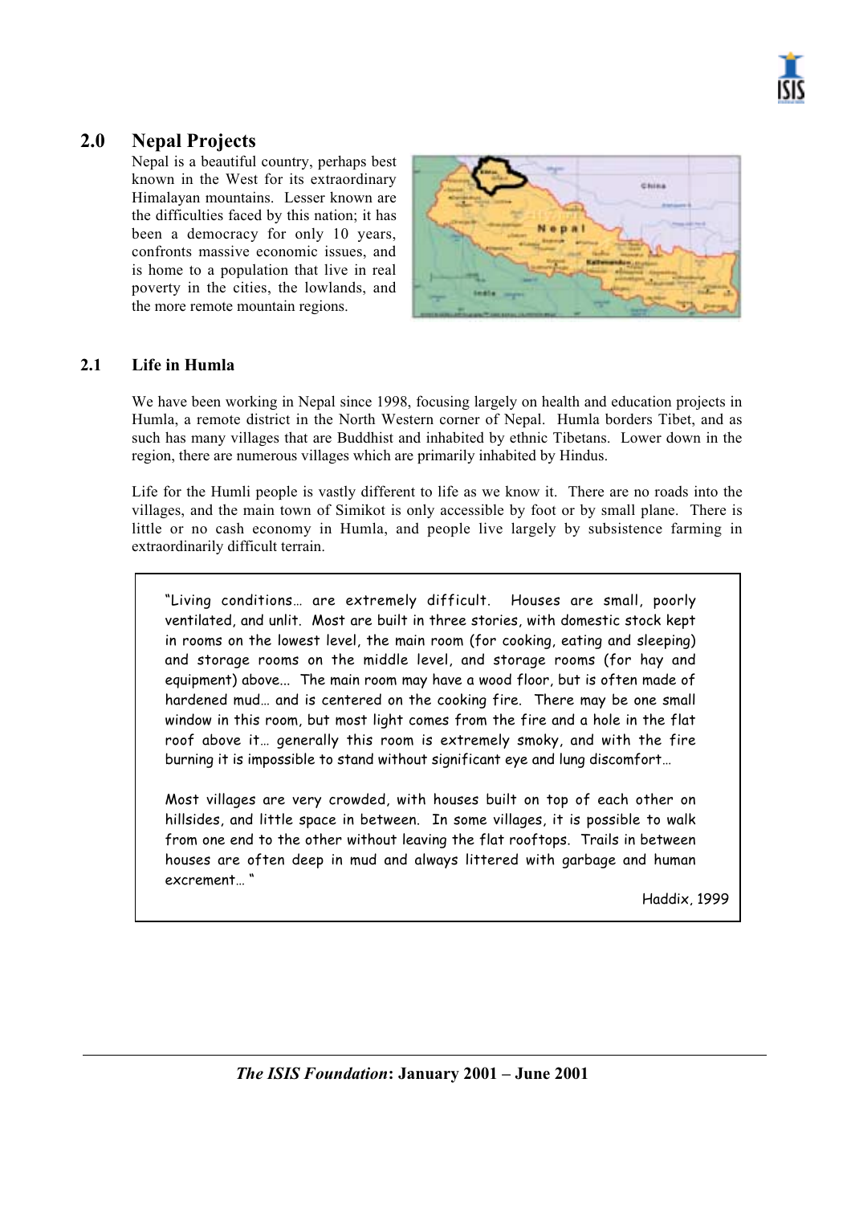## 2.0 Nepal Projects

Nepal is a beautiful country, perhaps best known in the West for its extraordinary Himalayan mountains. Lesser known are the difficulties faced by this nation; it has been a democracy for only 10 years, confronts massive economic issues, and is home to a population that live in real poverty in the cities, the lowlands, and the more remote mountain regions.

### 2.1 Life in Humla

We have been working in Nepal since 1998, focusing largely on health and education projects in Humla, a remote district in the North Western corner of Nepal. Humla borders Tibet, and as such has many villages that are Buddhist and inhabited by ethnic Tibetans. Lower down in the region, there are numerous villages which are primarily inhabited by Hindus.

Life for the Humli people is vastly different to life as we know it. There are no roads into the villages, and the main town of Simikot is only accessible by foot or by small plane. There is little or no cash economy in Humla, and people live largely by subsistence farming in extraordinarily difficult terrain.

> "Living conditions… are extremely difficult. Houses are small, poorly ventilated, and unlit. Most are built in three stories, with domestic stock kept in rooms on the lowest level, the main room (for cooking, eating and sleeping) and storage rooms on the middle level, and storage rooms (for hay and equipment) above... The main room may have a wood floor, but is often made of hardened mud… and is centered on the cooking fire. There may be one small window in this room, but most light comes from the fire and a hole in the flat roof above it… generally this room is extremely smoky, and with the fire burning it is impossible to stand without significant eye and lung discomfort…
>
> Most villages are very crowded, with houses built on top of each other on hillsides, and little space in between. In some villages, it is possible to walk from one end to the other without leaving the flat rooftops. Trails in between houses are often deep in mud and always littered with garbage and human excrement… "
>
> Haddix, 1999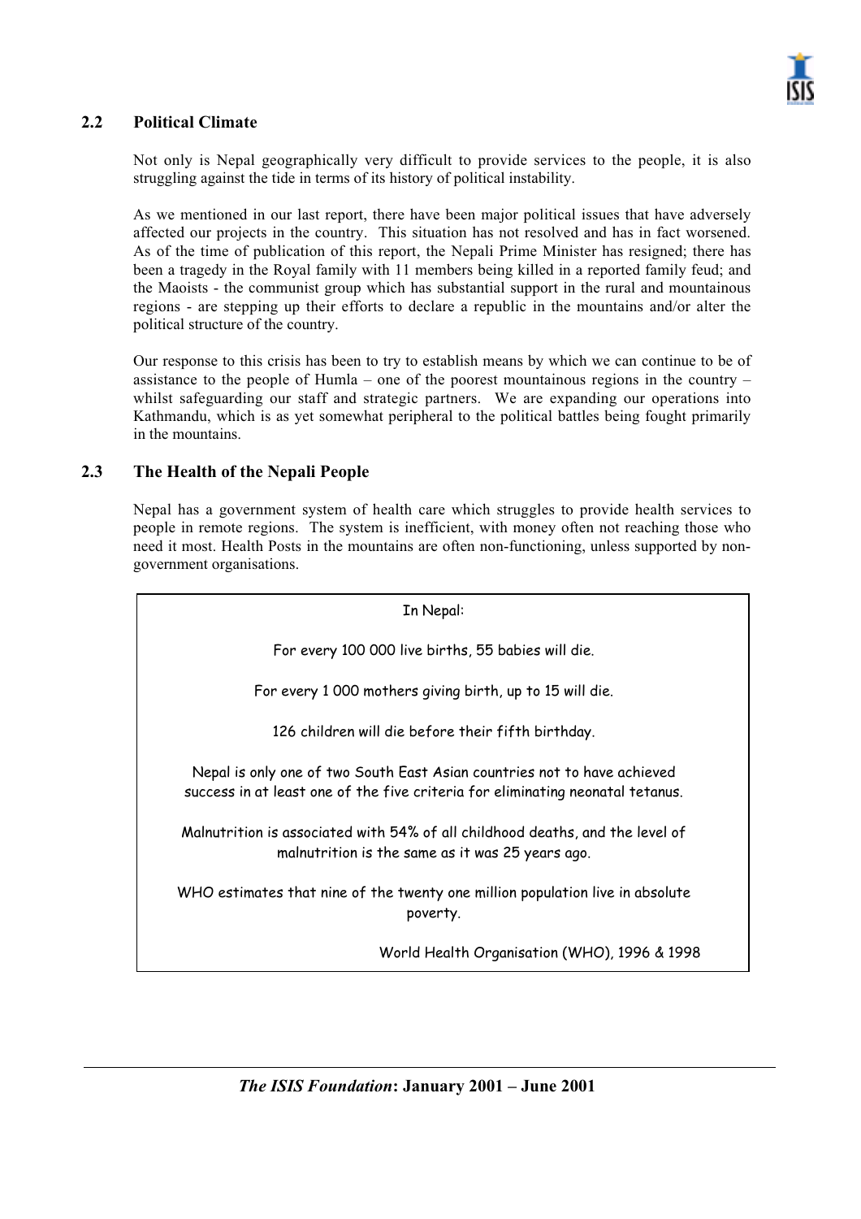## 2.2 Political Climate

Not only is Nepal geographically very difficult to provide services to the people, it is also struggling against the tide in terms of its history of political instability.

As we mentioned in our last report, there have been major political issues that have adversely affected our projects in the country. This situation has not resolved and has in fact worsened. As of the time of publication of this report, the Nepali Prime Minister has resigned; there has been a tragedy in the Royal family with 11 members being killed in a reported family feud; and the Maoists - the communist group which has substantial support in the rural and mountainous regions - are stepping up their efforts to declare a republic in the mountains and/or alter the political structure of the country.

Our response to this crisis has been to try to establish means by which we can continue to be of assistance to the people of Humla – one of the poorest mountainous regions in the country – whilst safeguarding our staff and strategic partners. We are expanding our operations into Kathmandu, which is as yet somewhat peripheral to the political battles being fought primarily in the mountains.

## 2.3 The Health of the Nepali People

Nepal has a government system of health care which struggles to provide health services to people in remote regions. The system is inefficient, with money often not reaching those who need it most. Health Posts in the mountains are often non-functioning, unless supported by non-government organisations.

> In Nepal:
>
> For every 100 000 live births, 55 babies will die.
>
> For every 1 000 mothers giving birth, up to 15 will die.
>
> 126 children will die before their fifth birthday.
>
> Nepal is only one of two South East Asian countries not to have achieved success in at least one of the five criteria for eliminating neonatal tetanus.
>
> Malnutrition is associated with 54% of all childhood deaths, and the level of malnutrition is the same as it was 25 years ago.
>
> WHO estimates that nine of the twenty one million population live in absolute poverty.
>
> World Health Organisation (WHO), 1996 & 1998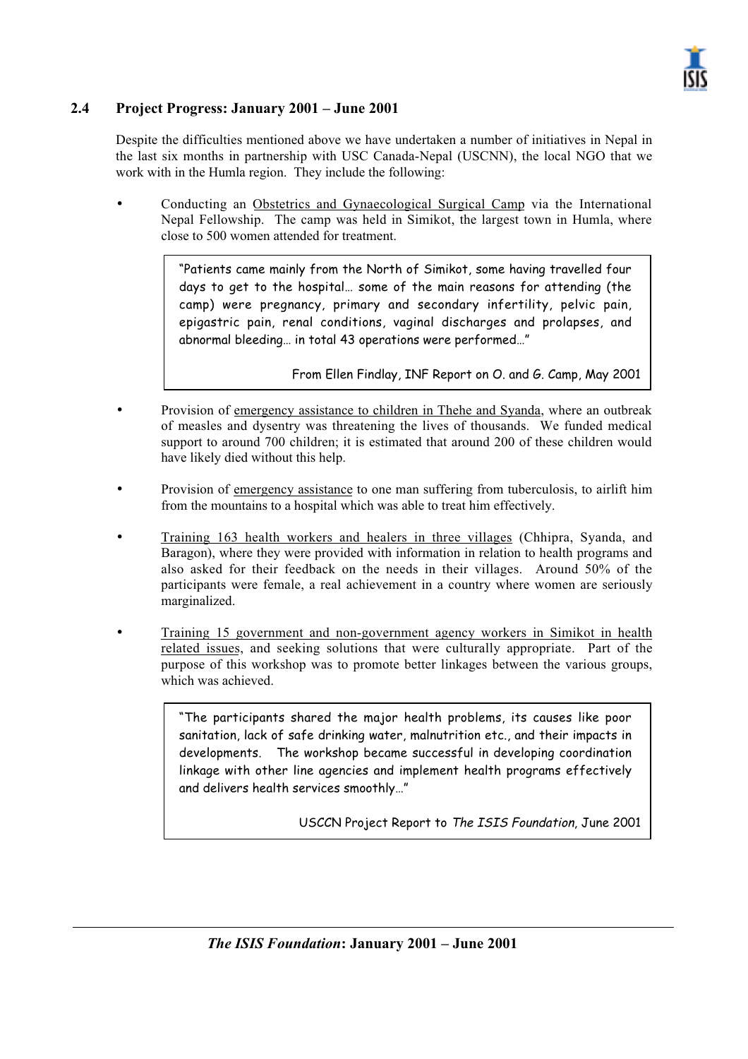## 2.4 Project Progress: January 2001 – June 2001

Despite the difficulties mentioned above we have undertaken a number of initiatives in Nepal in the last six months in partnership with USC Canada-Nepal (USCNN), the local NGO that we work with in the Humla region. They include the following:

- Conducting an Obstetrics and Gynaecological Surgical Camp via the International Nepal Fellowship. The camp was held in Simikot, the largest town in Humla, where close to 500 women attended for treatment.

> "Patients came mainly from the North of Simikot, some having travelled four days to get to the hospital… some of the main reasons for attending (the camp) were pregnancy, primary and secondary infertility, pelvic pain, epigastric pain, renal conditions, vaginal discharges and prolapses, and abnormal bleeding… in total 43 operations were performed…"
>
> From Ellen Findlay, INF Report on O. and G. Camp, May 2001

- Provision of emergency assistance to children in Thehe and Syanda, where an outbreak of measles and dysentry was threatening the lives of thousands. We funded medical support to around 700 children; it is estimated that around 200 of these children would have likely died without this help.

- Provision of emergency assistance to one man suffering from tuberculosis, to airlift him from the mountains to a hospital which was able to treat him effectively.

- Training 163 health workers and healers in three villages (Chhipra, Syanda, and Baragon), where they were provided with information in relation to health programs and also asked for their feedback on the needs in their villages. Around 50% of the participants were female, a real achievement in a country where women are seriously marginalized.

- Training 15 government and non-government agency workers in Simikot in health related issues, and seeking solutions that were culturally appropriate. Part of the purpose of this workshop was to promote better linkages between the various groups, which was achieved.

> "The participants shared the major health problems, its causes like poor sanitation, lack of safe drinking water, malnutrition etc., and their impacts in developments. The workshop became successful in developing coordination linkage with other line agencies and implement health programs effectively and delivers health services smoothly…"
>
> USCCN Project Report to *The ISIS Foundation*, June 2001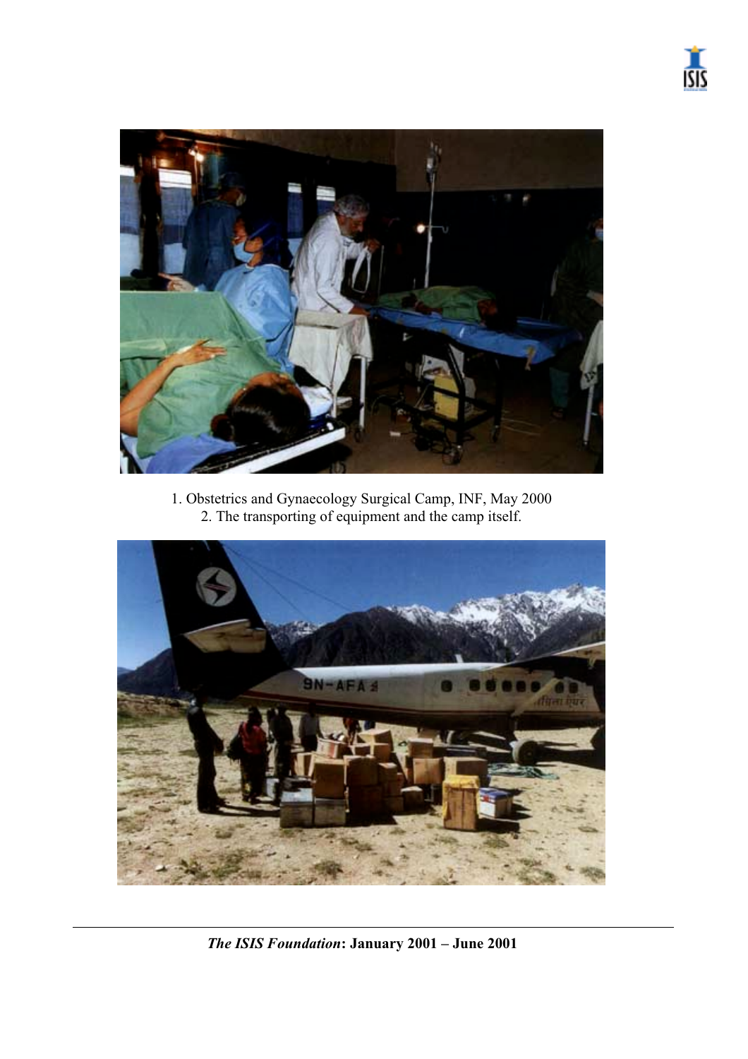1. Obstetrics and Gynaecology Surgical Camp, INF, May 2000
2. The transporting of equipment and the camp itself.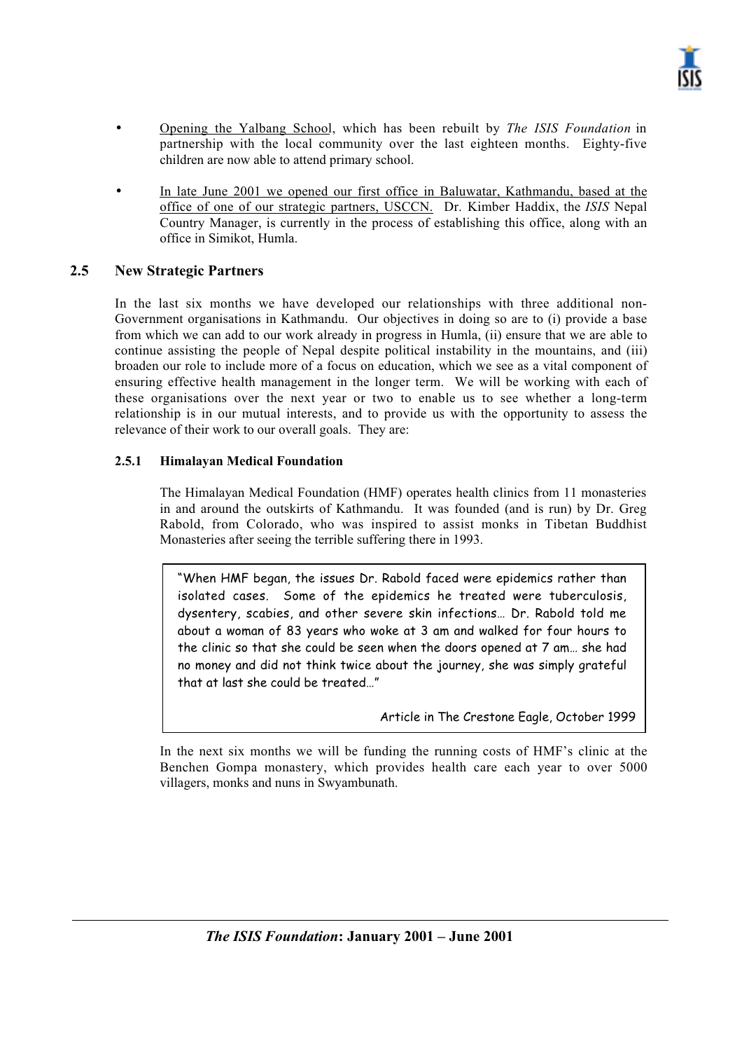- Opening the Yalbang School, which has been rebuilt by *The ISIS Foundation* in partnership with the local community over the last eighteen months. Eighty-five children are now able to attend primary school.

- In late June 2001 we opened our first office in Baluwatar, Kathmandu, based at the office of one of our strategic partners, USCCN. Dr. Kimber Haddix, the *ISIS* Nepal Country Manager, is currently in the process of establishing this office, along with an office in Simikot, Humla.

## 2.5 New Strategic Partners

In the last six months we have developed our relationships with three additional non-Government organisations in Kathmandu. Our objectives in doing so are to (i) provide a base from which we can add to our work already in progress in Humla, (ii) ensure that we are able to continue assisting the people of Nepal despite political instability in the mountains, and (iii) broaden our role to include more of a focus on education, which we see as a vital component of ensuring effective health management in the longer term. We will be working with each of these organisations over the next year or two to enable us to see whether a long-term relationship is in our mutual interests, and to provide us with the opportunity to assess the relevance of their work to our overall goals. They are:

### 2.5.1 Himalayan Medical Foundation

The Himalayan Medical Foundation (HMF) operates health clinics from 11 monasteries in and around the outskirts of Kathmandu. It was founded (and is run) by Dr. Greg Rabold, from Colorado, who was inspired to assist monks in Tibetan Buddhist Monasteries after seeing the terrible suffering there in 1993.

> "When HMF began, the issues Dr. Rabold faced were epidemics rather than isolated cases. Some of the epidemics he treated were tuberculosis, dysentery, scabies, and other severe skin infections… Dr. Rabold told me about a woman of 83 years who woke at 3 am and walked for four hours to the clinic so that she could be seen when the doors opened at 7 am… she had no money and did not think twice about the journey, she was simply grateful that at last she could be treated…"
>
> Article in The Crestone Eagle, October 1999

In the next six months we will be funding the running costs of HMF's clinic at the Benchen Gompa monastery, which provides health care each year to over 5000 villagers, monks and nuns in Swyambunath.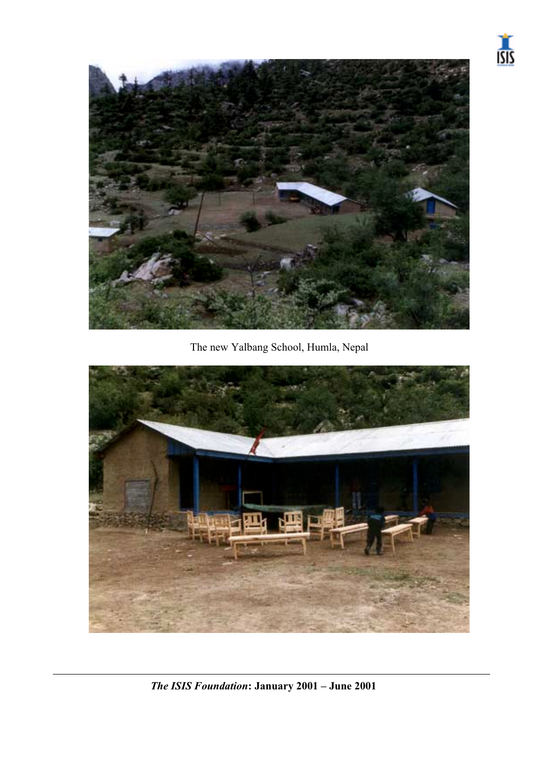The new Yalbang School, Humla, Nepal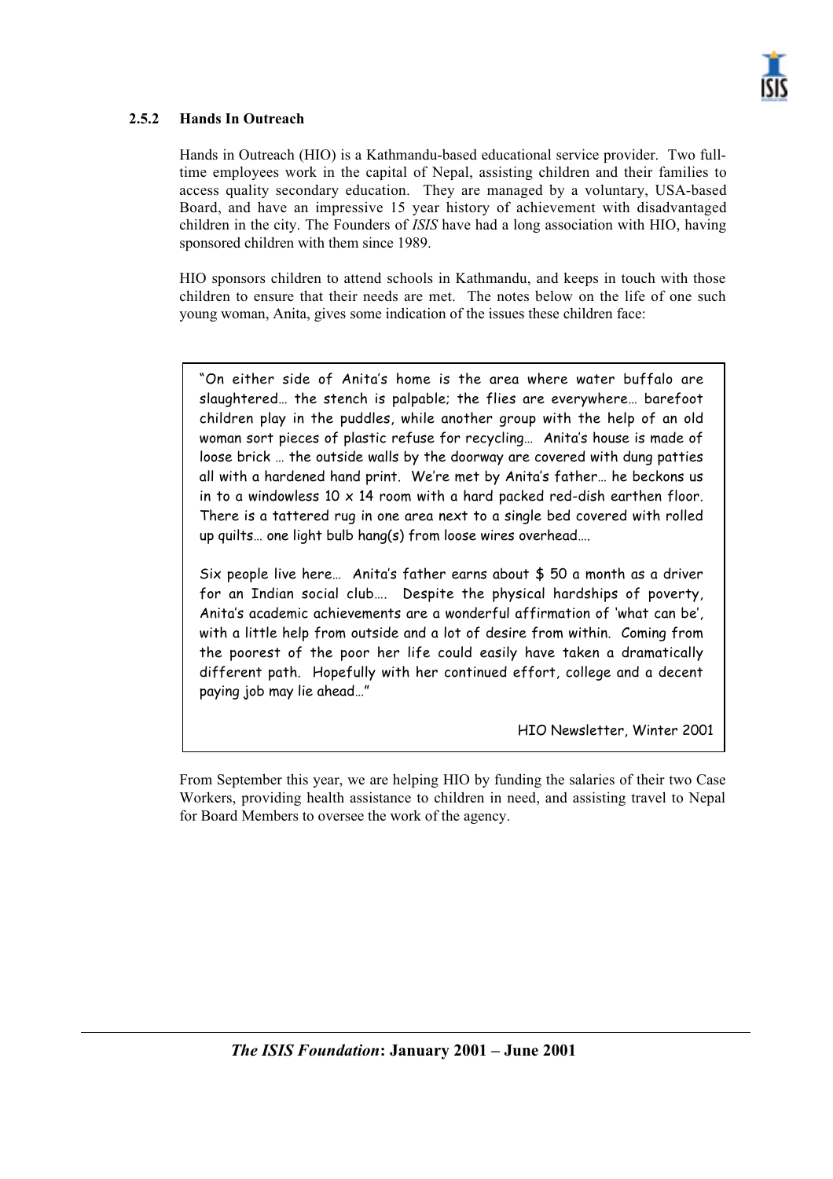### 2.5.2 Hands In Outreach

Hands in Outreach (HIO) is a Kathmandu-based educational service provider. Two full-time employees work in the capital of Nepal, assisting children and their families to access quality secondary education. They are managed by a voluntary, USA-based Board, and have an impressive 15 year history of achievement with disadvantaged children in the city. The Founders of *ISIS* have had a long association with HIO, having sponsored children with them since 1989.

HIO sponsors children to attend schools in Kathmandu, and keeps in touch with those children to ensure that their needs are met. The notes below on the life of one such young woman, Anita, gives some indication of the issues these children face:

> "On either side of Anita's home is the area where water buffalo are slaughtered… the stench is palpable; the flies are everywhere… barefoot children play in the puddles, while another group with the help of an old woman sort pieces of plastic refuse for recycling… Anita's house is made of loose brick … the outside walls by the doorway are covered with dung patties all with a hardened hand print. We're met by Anita's father… he beckons us in to a windowless 10 x 14 room with a hard packed red-dish earthen floor. There is a tattered rug in one area next to a single bed covered with rolled up quilts… one light bulb hang(s) from loose wires overhead….
>
> Six people live here… Anita's father earns about $ 50 a month as a driver for an Indian social club…. Despite the physical hardships of poverty, Anita's academic achievements are a wonderful affirmation of 'what can be', with a little help from outside and a lot of desire from within. Coming from the poorest of the poor her life could easily have taken a dramatically different path. Hopefully with her continued effort, college and a decent paying job may lie ahead…"
>
> HIO Newsletter, Winter 2001

From September this year, we are helping HIO by funding the salaries of their two Case Workers, providing health assistance to children in need, and assisting travel to Nepal for Board Members to oversee the work of the agency.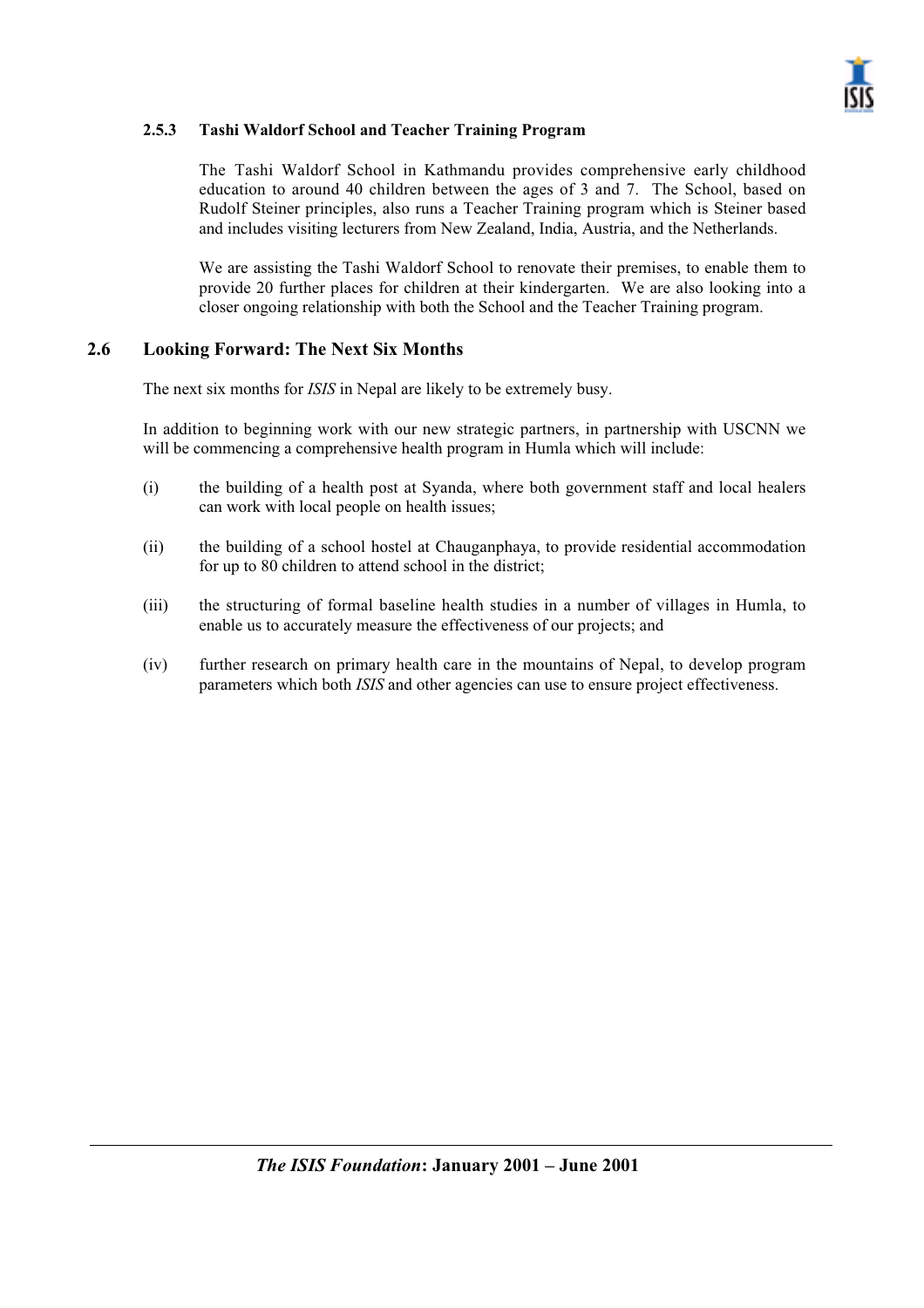#### 2.5.3 Tashi Waldorf School and Teacher Training Program

The Tashi Waldorf School in Kathmandu provides comprehensive early childhood education to around 40 children between the ages of 3 and 7. The School, based on Rudolf Steiner principles, also runs a Teacher Training program which is Steiner based and includes visiting lecturers from New Zealand, India, Austria, and the Netherlands.

We are assisting the Tashi Waldorf School to renovate their premises, to enable them to provide 20 further places for children at their kindergarten. We are also looking into a closer ongoing relationship with both the School and the Teacher Training program.

### 2.6 Looking Forward: The Next Six Months

The next six months for *ISIS* in Nepal are likely to be extremely busy.

In addition to beginning work with our new strategic partners, in partnership with USCNN we will be commencing a comprehensive health program in Humla which will include:

(i) the building of a health post at Syanda, where both government staff and local healers can work with local people on health issues;

(ii) the building of a school hostel at Chauganphaya, to provide residential accommodation for up to 80 children to attend school in the district;

(iii) the structuring of formal baseline health studies in a number of villages in Humla, to enable us to accurately measure the effectiveness of our projects; and

(iv) further research on primary health care in the mountains of Nepal, to develop program parameters which both *ISIS* and other agencies can use to ensure project effectiveness.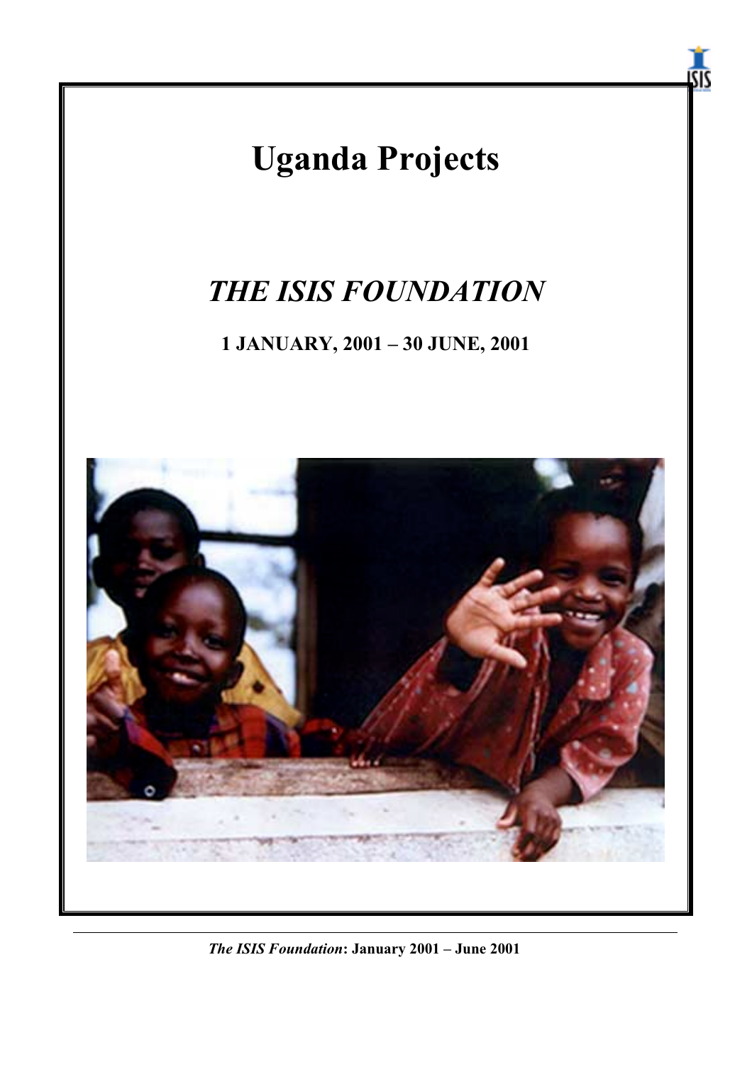# Uganda Projects

## *THE ISIS FOUNDATION*

**1 JANUARY, 2001 – 30 JUNE, 2001**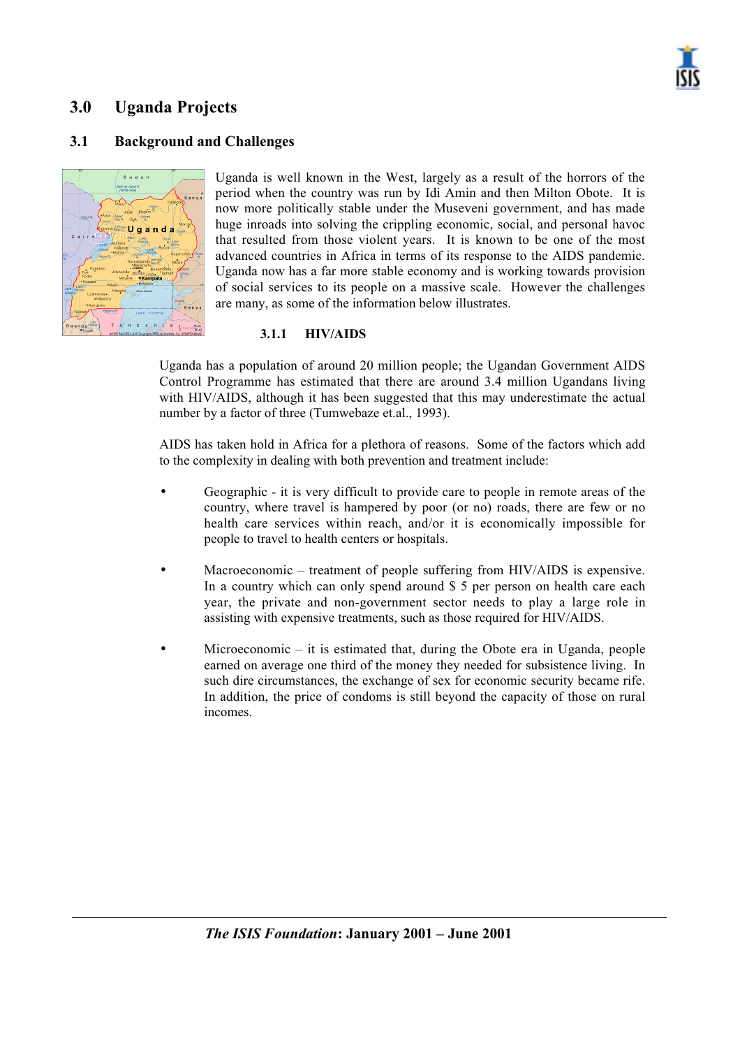# 3.0 Uganda Projects

## 3.1 Background and Challenges

Uganda is well known in the West, largely as a result of the horrors of the period when the country was run by Idi Amin and then Milton Obote. It is now more politically stable under the Museveni government, and has made huge inroads into solving the crippling economic, social, and personal havoc that resulted from those violent years. It is known to be one of the most advanced countries in Africa in terms of its response to the AIDS pandemic. Uganda now has a far more stable economy and is working towards provision of social services to its people on a massive scale. However the challenges are many, as some of the information below illustrates.

### 3.1.1 HIV/AIDS

Uganda has a population of around 20 million people; the Ugandan Government AIDS Control Programme has estimated that there are around 3.4 million Ugandans living with HIV/AIDS, although it has been suggested that this may underestimate the actual number by a factor of three (Tumwebaze et.al., 1993).

AIDS has taken hold in Africa for a plethora of reasons. Some of the factors which add to the complexity in dealing with both prevention and treatment include:

- Geographic - it is very difficult to provide care to people in remote areas of the country, where travel is hampered by poor (or no) roads, there are few or no health care services within reach, and/or it is economically impossible for people to travel to health centers or hospitals.

- Macroeconomic – treatment of people suffering from HIV/AIDS is expensive. In a country which can only spend around $ 5 per person on health care each year, the private and non-government sector needs to play a large role in assisting with expensive treatments, such as those required for HIV/AIDS.

- Microeconomic – it is estimated that, during the Obote era in Uganda, people earned on average one third of the money they needed for subsistence living. In such dire circumstances, the exchange of sex for economic security became rife. In addition, the price of condoms is still beyond the capacity of those on rural incomes.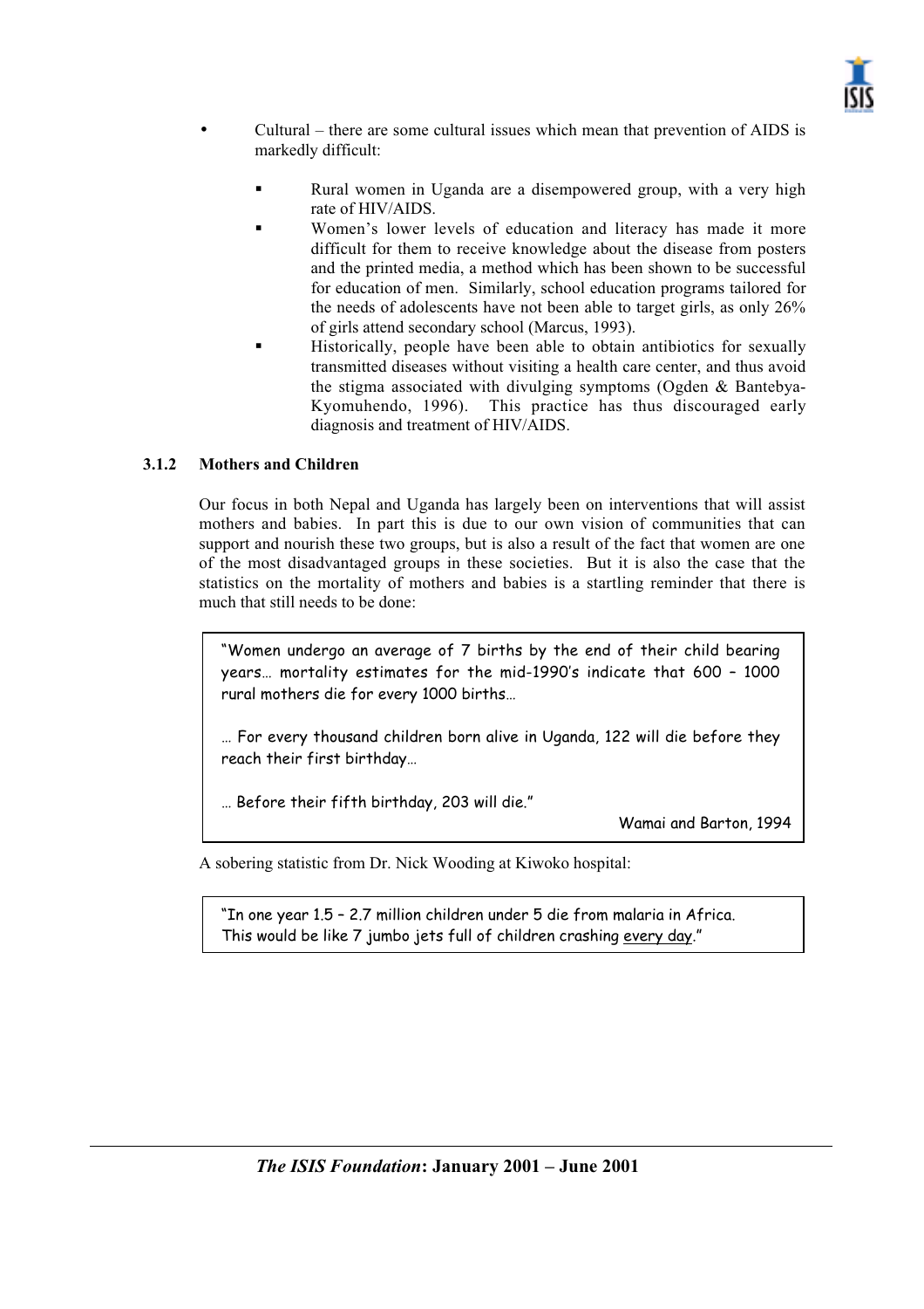- Cultural – there are some cultural issues which mean that prevention of AIDS is markedly difficult:
  - Rural women in Uganda are a disempowered group, with a very high rate of HIV/AIDS.
  - Women's lower levels of education and literacy has made it more difficult for them to receive knowledge about the disease from posters and the printed media, a method which has been shown to be successful for education of men. Similarly, school education programs tailored for the needs of adolescents have not been able to target girls, as only 26% of girls attend secondary school (Marcus, 1993).
  - Historically, people have been able to obtain antibiotics for sexually transmitted diseases without visiting a health care center, and thus avoid the stigma associated with divulging symptoms (Ogden & Bantebya-Kyomuhendo, 1996). This practice has thus discouraged early diagnosis and treatment of HIV/AIDS.

### 3.1.2 Mothers and Children

Our focus in both Nepal and Uganda has largely been on interventions that will assist mothers and babies. In part this is due to our own vision of communities that can support and nourish these two groups, but is also a result of the fact that women are one of the most disadvantaged groups in these societies. But it is also the case that the statistics on the mortality of mothers and babies is a startling reminder that there is much that still needs to be done:

> "Women undergo an average of 7 births by the end of their child bearing years… mortality estimates for the mid-1990's indicate that 600 – 1000 rural mothers die for every 1000 births…
>
> … For every thousand children born alive in Uganda, 122 will die before they reach their first birthday…
>
> … Before their fifth birthday, 203 will die."
>
> Wamai and Barton, 1994

A sobering statistic from Dr. Nick Wooding at Kiwoko hospital:

> "In one year 1.5 – 2.7 million children under 5 die from malaria in Africa. This would be like 7 jumbo jets full of children crashing <u>every day</u>."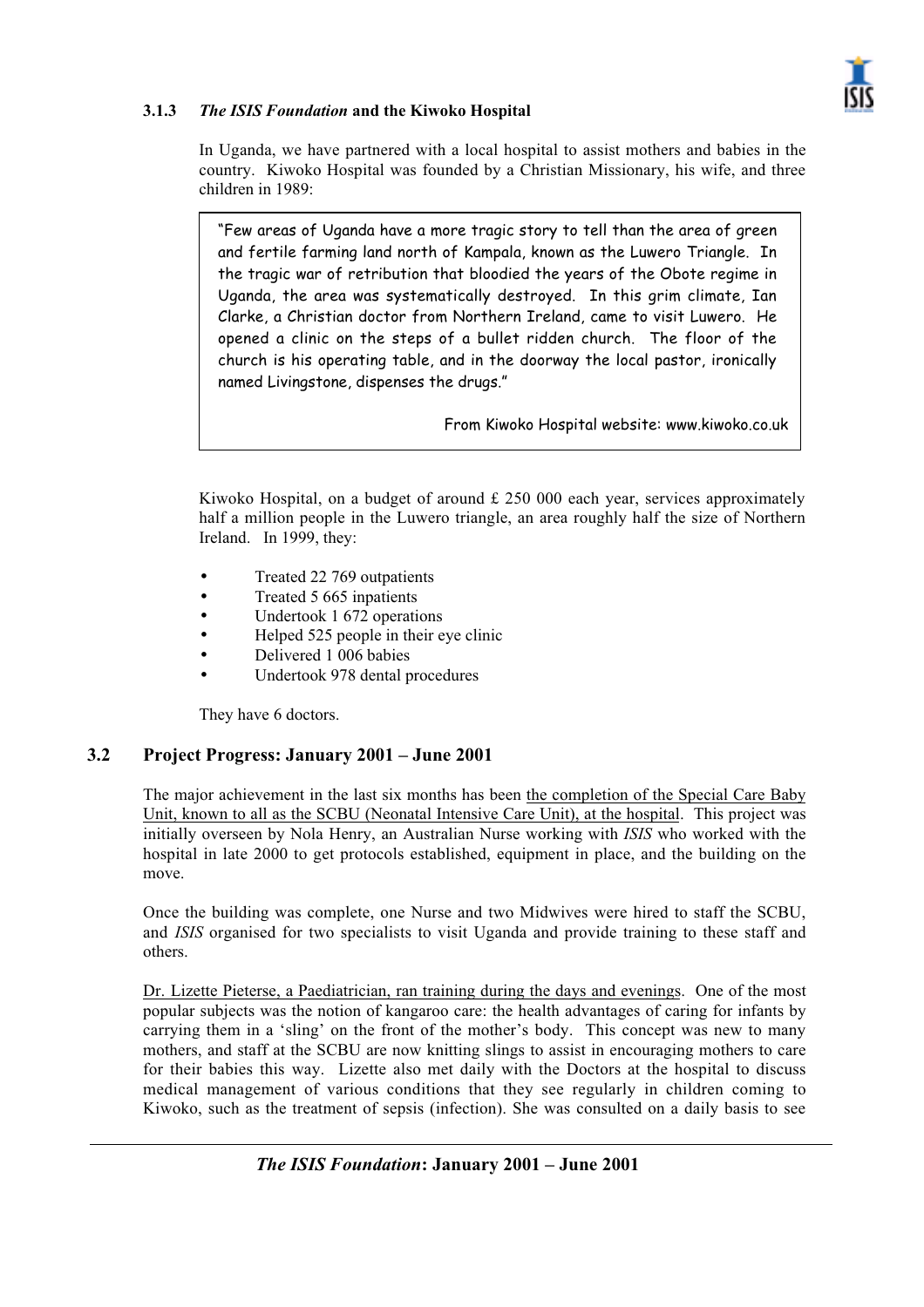### 3.1.3 *The ISIS Foundation* and the Kiwoko Hospital

In Uganda, we have partnered with a local hospital to assist mothers and babies in the country. Kiwoko Hospital was founded by a Christian Missionary, his wife, and three children in 1989:

> "Few areas of Uganda have a more tragic story to tell than the area of green and fertile farming land north of Kampala, known as the Luwero Triangle. In the tragic war of retribution that bloodied the years of the Obote regime in Uganda, the area was systematically destroyed. In this grim climate, Ian Clarke, a Christian doctor from Northern Ireland, came to visit Luwero. He opened a clinic on the steps of a bullet ridden church. The floor of the church is his operating table, and in the doorway the local pastor, ironically named Livingstone, dispenses the drugs."
>
> From Kiwoko Hospital website: www.kiwoko.co.uk

Kiwoko Hospital, on a budget of around £ 250 000 each year, services approximately half a million people in the Luwero triangle, an area roughly half the size of Northern Ireland. In 1999, they:

- Treated 22 769 outpatients
- Treated 5 665 inpatients
- Undertook 1 672 operations
- Helped 525 people in their eye clinic
- Delivered 1 006 babies
- Undertook 978 dental procedures

They have 6 doctors.

## 3.2 Project Progress: January 2001 – June 2001

The major achievement in the last six months has been the completion of the Special Care Baby Unit, known to all as the SCBU (Neonatal Intensive Care Unit), at the hospital. This project was initially overseen by Nola Henry, an Australian Nurse working with *ISIS* who worked with the hospital in late 2000 to get protocols established, equipment in place, and the building on the move.

Once the building was complete, one Nurse and two Midwives were hired to staff the SCBU, and *ISIS* organised for two specialists to visit Uganda and provide training to these staff and others.

Dr. Lizette Pieterse, a Paediatrician, ran training during the days and evenings. One of the most popular subjects was the notion of kangaroo care: the health advantages of caring for infants by carrying them in a 'sling' on the front of the mother's body. This concept was new to many mothers, and staff at the SCBU are now knitting slings to assist in encouraging mothers to care for their babies this way. Lizette also met daily with the Doctors at the hospital to discuss medical management of various conditions that they see regularly in children coming to Kiwoko, such as the treatment of sepsis (infection). She was consulted on a daily basis to see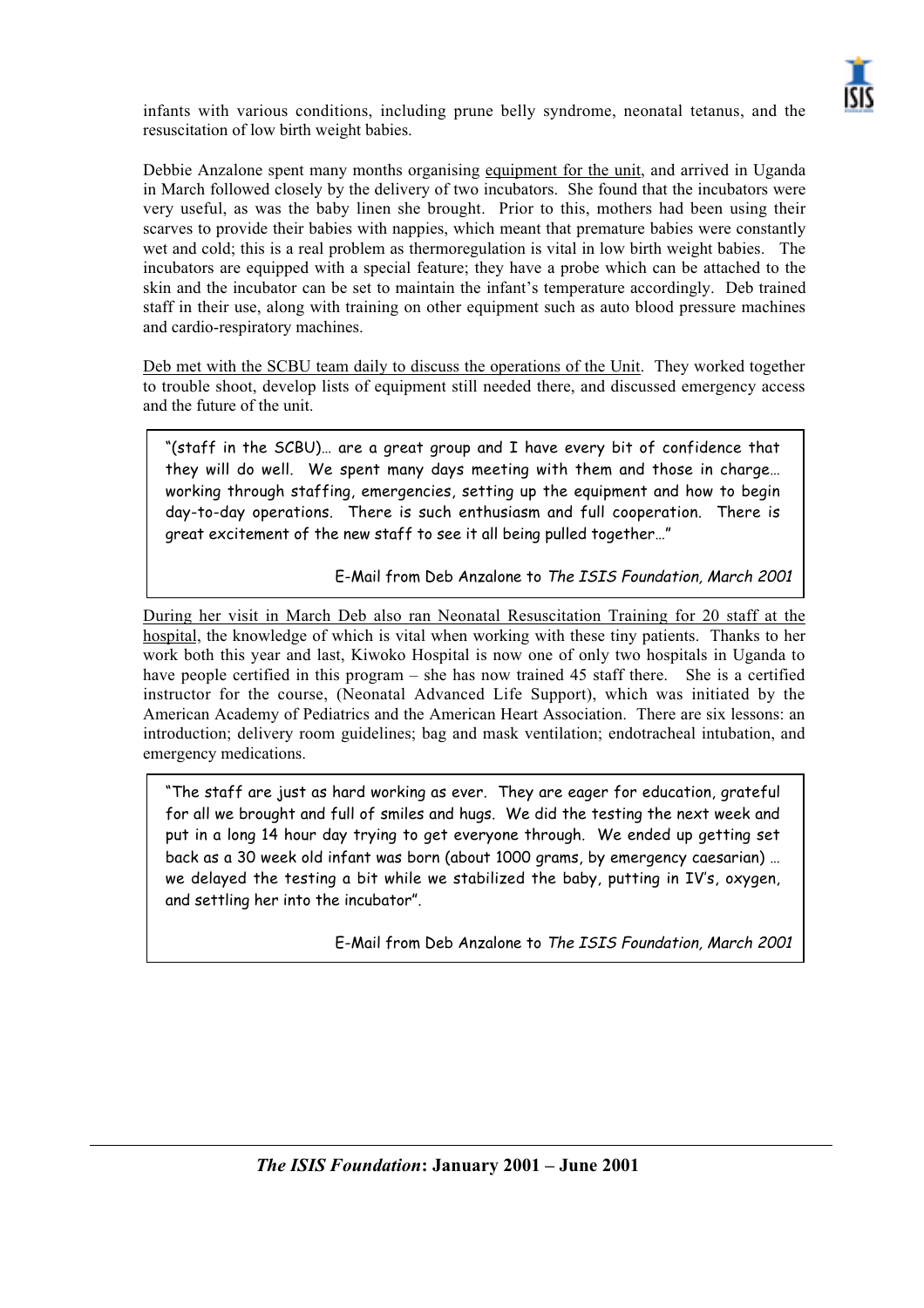infants with various conditions, including prune belly syndrome, neonatal tetanus, and the resuscitation of low birth weight babies.

Debbie Anzalone spent many months organising equipment for the unit, and arrived in Uganda in March followed closely by the delivery of two incubators. She found that the incubators were very useful, as was the baby linen she brought. Prior to this, mothers had been using their scarves to provide their babies with nappies, which meant that premature babies were constantly wet and cold; this is a real problem as thermoregulation is vital in low birth weight babies. The incubators are equipped with a special feature; they have a probe which can be attached to the skin and the incubator can be set to maintain the infant's temperature accordingly. Deb trained staff in their use, along with training on other equipment such as auto blood pressure machines and cardio-respiratory machines.

Deb met with the SCBU team daily to discuss the operations of the Unit. They worked together to trouble shoot, develop lists of equipment still needed there, and discussed emergency access and the future of the unit.

> "(staff in the SCBU)… are a great group and I have every bit of confidence that they will do well. We spent many days meeting with them and those in charge… working through staffing, emergencies, setting up the equipment and how to begin day-to-day operations. There is such enthusiasm and full cooperation. There is great excitement of the new staff to see it all being pulled together…"
>
> E-Mail from Deb Anzalone to *The ISIS Foundation, March 2001*

During her visit in March Deb also ran Neonatal Resuscitation Training for 20 staff at the hospital, the knowledge of which is vital when working with these tiny patients. Thanks to her work both this year and last, Kiwoko Hospital is now one of only two hospitals in Uganda to have people certified in this program – she has now trained 45 staff there. She is a certified instructor for the course, (Neonatal Advanced Life Support), which was initiated by the American Academy of Pediatrics and the American Heart Association. There are six lessons: an introduction; delivery room guidelines; bag and mask ventilation; endotracheal intubation, and emergency medications.

> "The staff are just as hard working as ever. They are eager for education, grateful for all we brought and full of smiles and hugs. We did the testing the next week and put in a long 14 hour day trying to get everyone through. We ended up getting set back as a 30 week old infant was born (about 1000 grams, by emergency caesarian) … we delayed the testing a bit while we stabilized the baby, putting in IV's, oxygen, and settling her into the incubator".
>
> E-Mail from Deb Anzalone to *The ISIS Foundation, March 2001*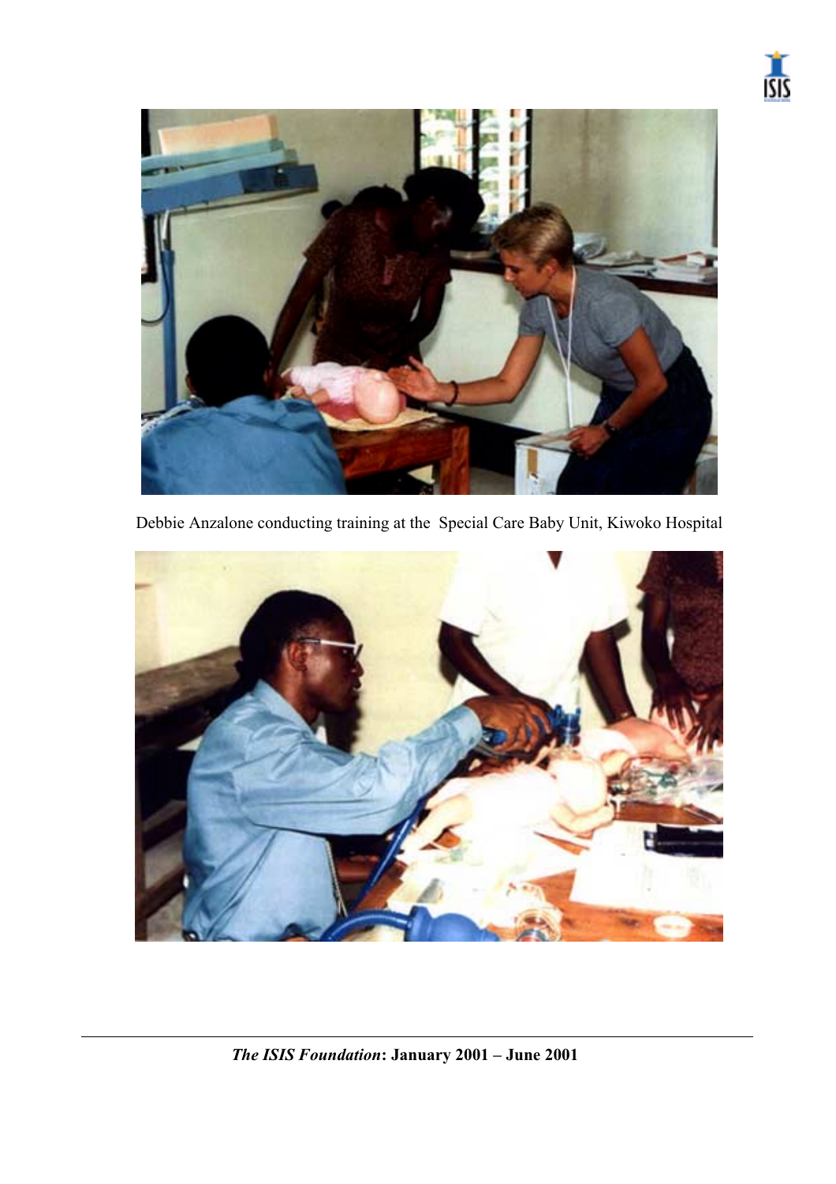Debbie Anzalone conducting training at the Special Care Baby Unit, Kiwoko Hospital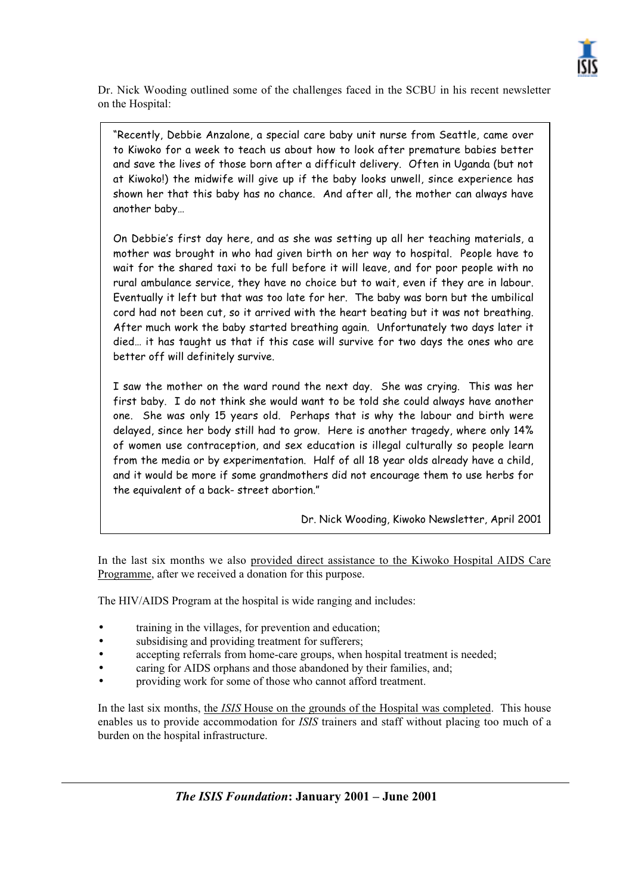Dr. Nick Wooding outlined some of the challenges faced in the SCBU in his recent newsletter on the Hospital:

> "Recently, Debbie Anzalone, a special care baby unit nurse from Seattle, came over to Kiwoko for a week to teach us about how to look after premature babies better and save the lives of those born after a difficult delivery. Often in Uganda (but not at Kiwoko!) the midwife will give up if the baby looks unwell, since experience has shown her that this baby has no chance. And after all, the mother can always have another baby…
>
> On Debbie's first day here, and as she was setting up all her teaching materials, a mother was brought in who had given birth on her way to hospital. People have to wait for the shared taxi to be full before it will leave, and for poor people with no rural ambulance service, they have no choice but to wait, even if they are in labour. Eventually it left but that was too late for her. The baby was born but the umbilical cord had not been cut, so it arrived with the heart beating but it was not breathing. After much work the baby started breathing again. Unfortunately two days later it died… it has taught us that if this case will survive for two days the ones who are better off will definitely survive.
>
> I saw the mother on the ward round the next day. She was crying. This was her first baby. I do not think she would want to be told she could always have another one. She was only 15 years old. Perhaps that is why the labour and birth were delayed, since her body still had to grow. Here is another tragedy, where only 14% of women use contraception, and sex education is illegal culturally so people learn from the media or by experimentation. Half of all 18 year olds already have a child, and it would be more if some grandmothers did not encourage them to use herbs for the equivalent of a back- street abortion."
>
> Dr. Nick Wooding, Kiwoko Newsletter, April 2001

In the last six months we also provided direct assistance to the Kiwoko Hospital AIDS Care Programme, after we received a donation for this purpose.

The HIV/AIDS Program at the hospital is wide ranging and includes:

- training in the villages, for prevention and education;
- subsidising and providing treatment for sufferers;
- accepting referrals from home-care groups, when hospital treatment is needed;
- caring for AIDS orphans and those abandoned by their families, and;
- providing work for some of those who cannot afford treatment.

In the last six months, the *ISIS* House on the grounds of the Hospital was completed. This house enables us to provide accommodation for *ISIS* trainers and staff without placing too much of a burden on the hospital infrastructure.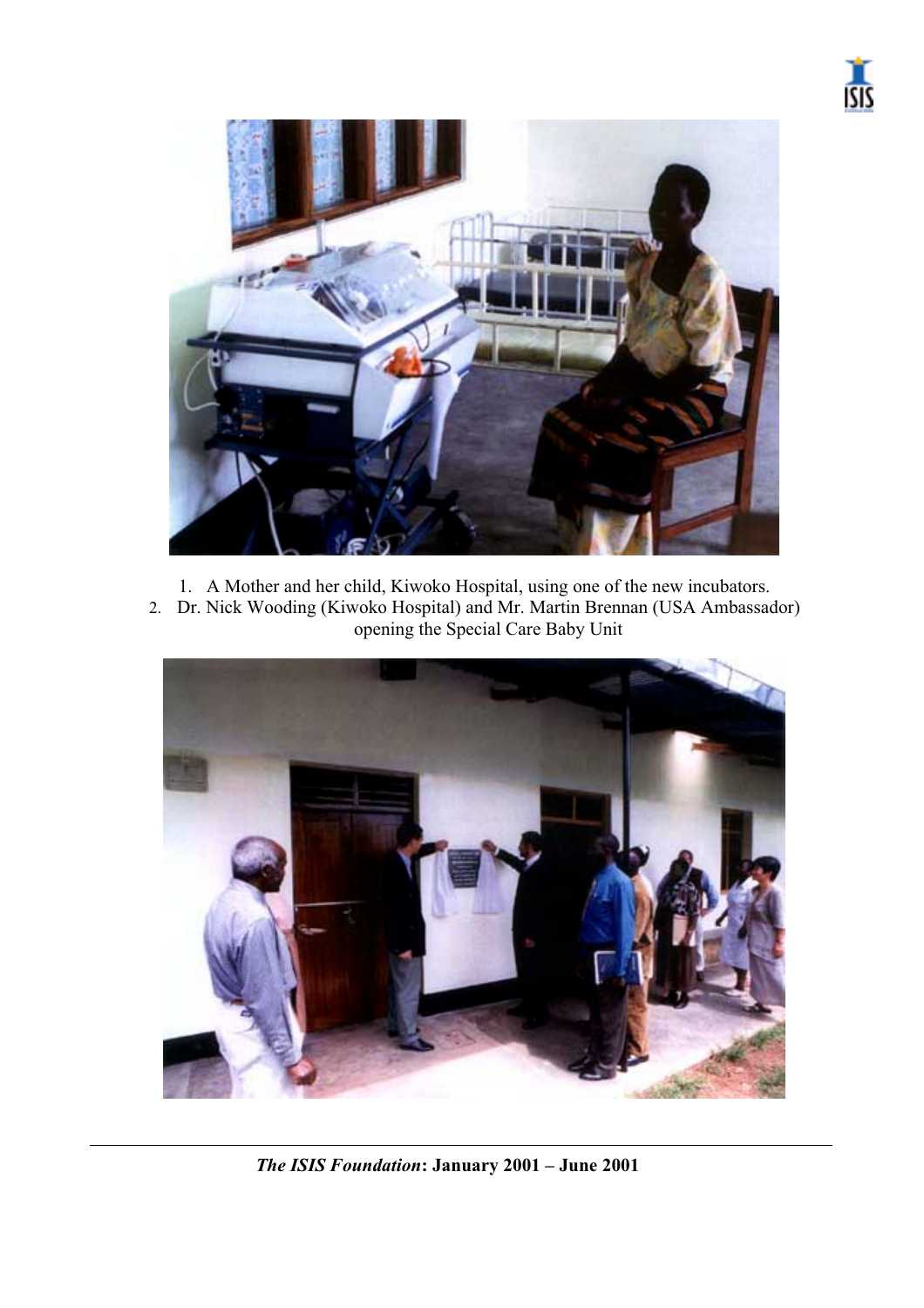1. A Mother and her child, Kiwoko Hospital, using one of the new incubators.
2. Dr. Nick Wooding (Kiwoko Hospital) and Mr. Martin Brennan (USA Ambassador) opening the Special Care Baby Unit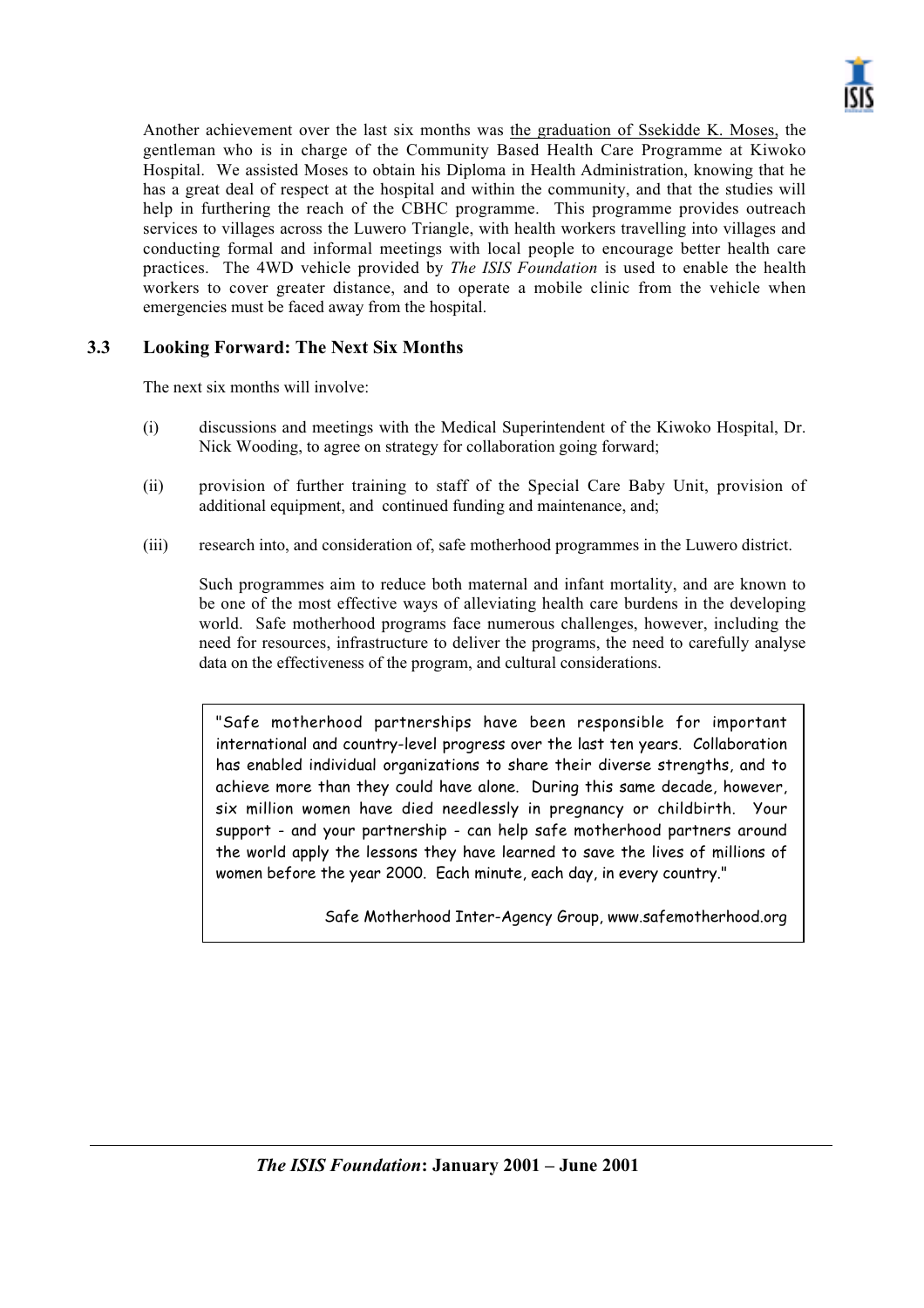Another achievement over the last six months was the graduation of Ssekidde K. Moses, the gentleman who is in charge of the Community Based Health Care Programme at Kiwoko Hospital. We assisted Moses to obtain his Diploma in Health Administration, knowing that he has a great deal of respect at the hospital and within the community, and that the studies will help in furthering the reach of the CBHC programme. This programme provides outreach services to villages across the Luwero Triangle, with health workers travelling into villages and conducting formal and informal meetings with local people to encourage better health care practices. The 4WD vehicle provided by *The ISIS Foundation* is used to enable the health workers to cover greater distance, and to operate a mobile clinic from the vehicle when emergencies must be faced away from the hospital.

### 3.3 Looking Forward: The Next Six Months

The next six months will involve:

(i) discussions and meetings with the Medical Superintendent of the Kiwoko Hospital, Dr. Nick Wooding, to agree on strategy for collaboration going forward;

(ii) provision of further training to staff of the Special Care Baby Unit, provision of additional equipment, and continued funding and maintenance, and;

(iii) research into, and consideration of, safe motherhood programmes in the Luwero district.

Such programmes aim to reduce both maternal and infant mortality, and are known to be one of the most effective ways of alleviating health care burdens in the developing world. Safe motherhood programs face numerous challenges, however, including the need for resources, infrastructure to deliver the programs, the need to carefully analyse data on the effectiveness of the program, and cultural considerations.

> "Safe motherhood partnerships have been responsible for important international and country-level progress over the last ten years. Collaboration has enabled individual organizations to share their diverse strengths, and to achieve more than they could have alone. During this same decade, however, six million women have died needlessly in pregnancy or childbirth. Your support - and your partnership - can help safe motherhood partners around the world apply the lessons they have learned to save the lives of millions of women before the year 2000. Each minute, each day, in every country."
>
> Safe Motherhood Inter-Agency Group, www.safemotherhood.org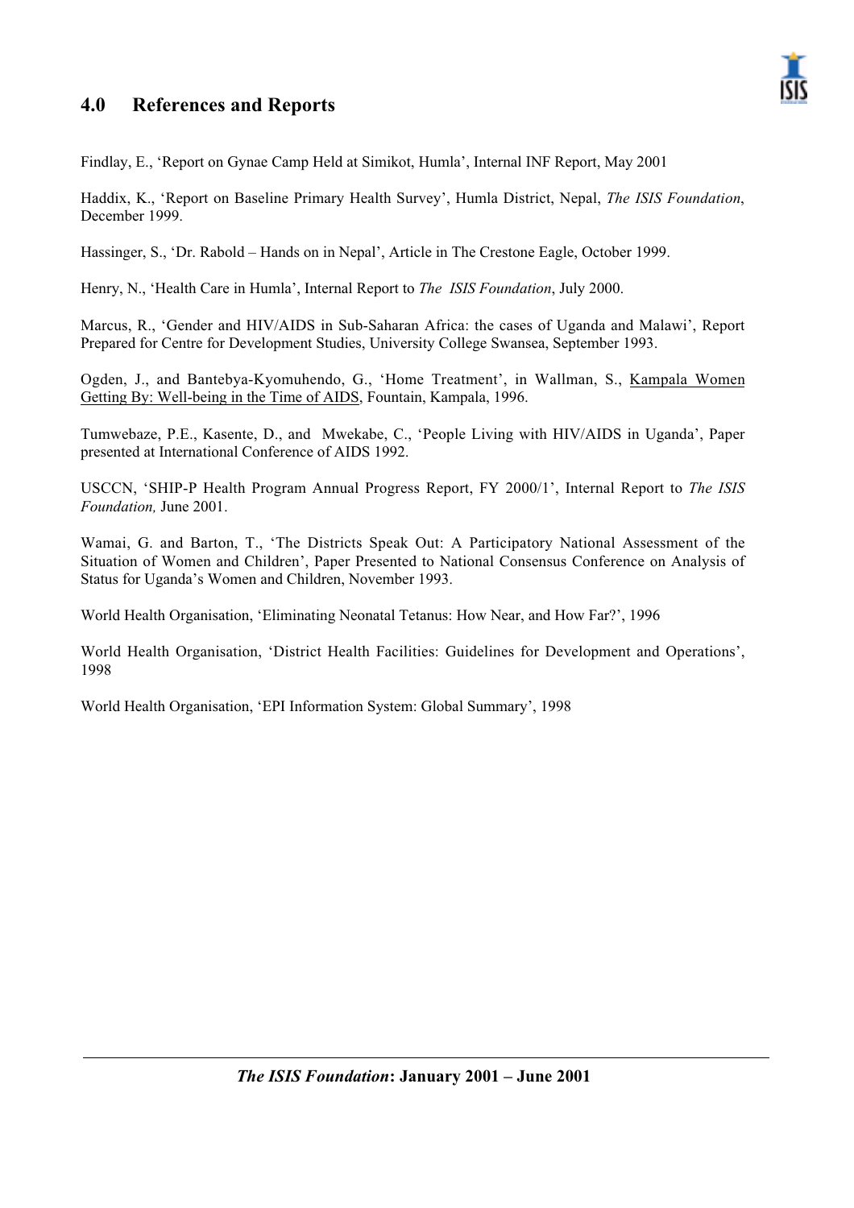## 4.0 References and Reports

Findlay, E., 'Report on Gynae Camp Held at Simikot, Humla', Internal INF Report, May 2001

Haddix, K., 'Report on Baseline Primary Health Survey', Humla District, Nepal, *The ISIS Foundation*, December 1999.

Hassinger, S., 'Dr. Rabold – Hands on in Nepal', Article in The Crestone Eagle, October 1999.

Henry, N., 'Health Care in Humla', Internal Report to *The ISIS Foundation*, July 2000.

Marcus, R., 'Gender and HIV/AIDS in Sub-Saharan Africa: the cases of Uganda and Malawi', Report Prepared for Centre for Development Studies, University College Swansea, September 1993.

Ogden, J., and Bantebya-Kyomuhendo, G., 'Home Treatment', in Wallman, S., Kampala Women Getting By: Well-being in the Time of AIDS, Fountain, Kampala, 1996.

Tumwebaze, P.E., Kasente, D., and Mwekabe, C., 'People Living with HIV/AIDS in Uganda', Paper presented at International Conference of AIDS 1992.

USCCN, 'SHIP-P Health Program Annual Progress Report, FY 2000/1', Internal Report to *The ISIS Foundation,* June 2001.

Wamai, G. and Barton, T., 'The Districts Speak Out: A Participatory National Assessment of the Situation of Women and Children', Paper Presented to National Consensus Conference on Analysis of Status for Uganda's Women and Children, November 1993.

World Health Organisation, 'Eliminating Neonatal Tetanus: How Near, and How Far?', 1996

World Health Organisation, 'District Health Facilities: Guidelines for Development and Operations', 1998

World Health Organisation, 'EPI Information System: Global Summary', 1998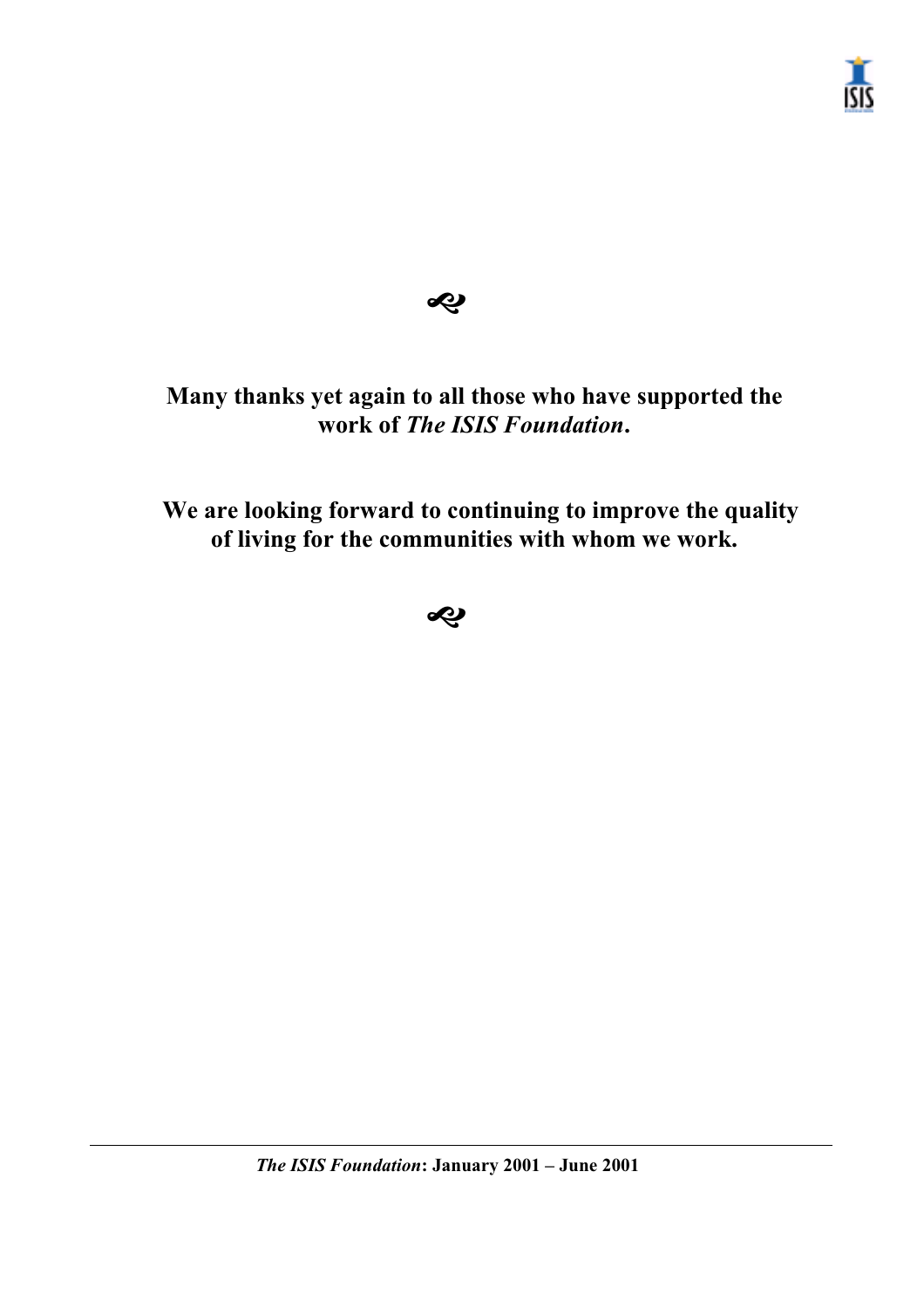**Many thanks yet again to all those who have supported the work of *The ISIS Foundation*.**

**We are looking forward to continuing to improve the quality of living for the communities with whom we work.**